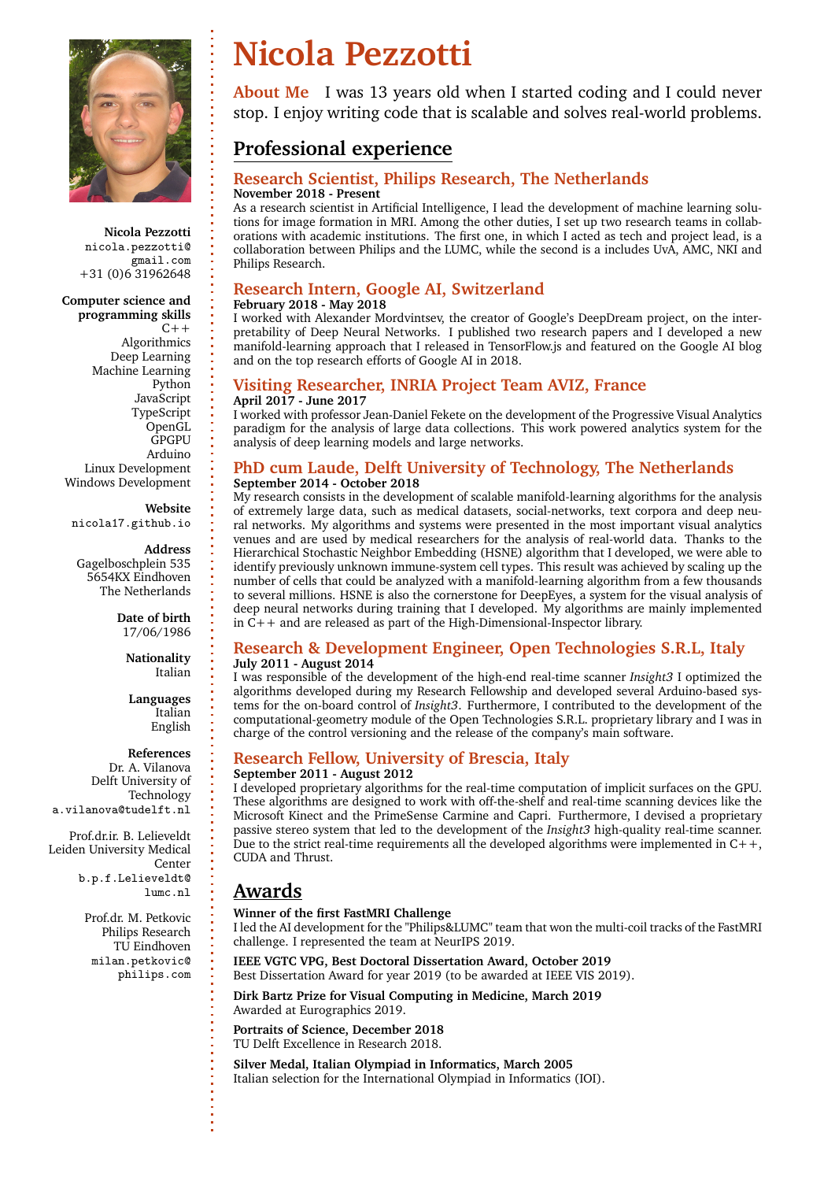# Nicola Pezzotti

**About Me** I was 13 years old when I started coding and I could never stop. I enjoy writing code that is scalable and solves real-world problems.

**Nicola Pezzotti**
nicola.pezzotti@gmail.com
+31 (0)6 31962648

**Computer science and programming skills**
C++
Algorithmics
Deep Learning
Machine Learning
Python
JavaScript
TypeScript
OpenGL
GPGPU
Arduino
Linux Development
Windows Development

**Website**
nicola17.github.io

**Address**
Gagelboschplein 535
5654KX Eindhoven
The Netherlands

**Date of birth**
17/06/1986

**Nationality**
Italian

**Languages**
Italian
English

**References**

Dr. A. Vilanova
Delft University of Technology
a.vilanova@tudelft.nl

Prof.dr.ir. B. Lelieveldt
Leiden University Medical Center
b.p.f.Lelieveldt@lumc.nl

Prof.dr. M. Petkovic
Philips Research
TU Eindhoven
milan.petkovic@philips.com

## Professional experience

### Research Scientist, Philips Research, The Netherlands

**November 2018 - Present**

As a research scientist in Artificial Intelligence, I lead the development of machine learning solutions for image formation in MRI. Among the other duties, I set up two research teams in collaborations with academic institutions. The first one, in which I acted as tech and project lead, is a collaboration between Philips and the LUMC, while the second is a includes UvA, AMC, NKI and Philips Research.

### Research Intern, Google AI, Switzerland

**February 2018 - May 2018**

I worked with Alexander Mordvintsev, the creator of Google's DeepDream project, on the interpretability of Deep Neural Networks. I published two research papers and I developed a new manifold-learning approach that I released in TensorFlow.js and featured on the Google AI blog and on the top research efforts of Google AI in 2018.

### Visiting Researcher, INRIA Project Team AVIZ, France

**April 2017 - June 2017**

I worked with professor Jean-Daniel Fekete on the development of the Progressive Visual Analytics paradigm for the analysis of large data collections. This work powered analytics system for the analysis of deep learning models and large networks.

### PhD cum Laude, Delft University of Technology, The Netherlands

**September 2014 - October 2018**

My research consists in the development of scalable manifold-learning algorithms for the analysis of extremely large data, such as medical datasets, social-networks, text corpora and deep neural networks. My algorithms and systems were presented in the most important visual analytics venues and are used by medical researchers for the analysis of real-world data. Thanks to the Hierarchical Stochastic Neighbor Embedding (HSNE) algorithm that I developed, we were able to identify previously unknown immune-system cell types. This result was achieved by scaling up the number of cells that could be analyzed with a manifold-learning algorithm from a few thousands to several millions. HSNE is also the cornerstone for DeepEyes, a system for the visual analysis of deep neural networks during training that I developed. My algorithms are mainly implemented in C++ and are released as part of the High-Dimensional-Inspector library.

### Research & Development Engineer, Open Technologies S.R.L, Italy

**July 2011 - August 2014**

I was responsible of the development of the high-end real-time scanner *Insight3* I optimized the algorithms developed during my Research Fellowship and developed several Arduino-based systems for the on-board control of *Insight3*. Furthermore, I contributed to the development of the computational-geometry module of the Open Technologies S.R.L. proprietary library and I was in charge of the control versioning and the release of the company's main software.

### Research Fellow, University of Brescia, Italy

**September 2011 - August 2012**

I developed proprietary algorithms for the real-time computation of implicit surfaces on the GPU. These algorithms are designed to work with off-the-shelf and real-time scanning devices like the Microsoft Kinect and the PrimeSense Carmine and Capri. Furthermore, I devised a proprietary passive stereo system that led to the development of the *Insight3* high-quality real-time scanner. Due to the strict real-time requirements all the developed algorithms were implemented in C++, CUDA and Thrust.

## Awards

**Winner of the first FastMRI Challenge**
I led the AI development for the "Philips&LUMC" team that won the multi-coil tracks of the FastMRI challenge. I represented the team at NeurIPS 2019.

**IEEE VGTC VPG, Best Doctoral Dissertation Award, October 2019**
Best Dissertation Award for year 2019 (to be awarded at IEEE VIS 2019).

**Dirk Bartz Prize for Visual Computing in Medicine, March 2019**
Awarded at Eurographics 2019.

**Portraits of Science, December 2018**
TU Delft Excellence in Research 2018.

**Silver Medal, Italian Olympiad in Informatics, March 2005**
Italian selection for the International Olympiad in Informatics (IOI).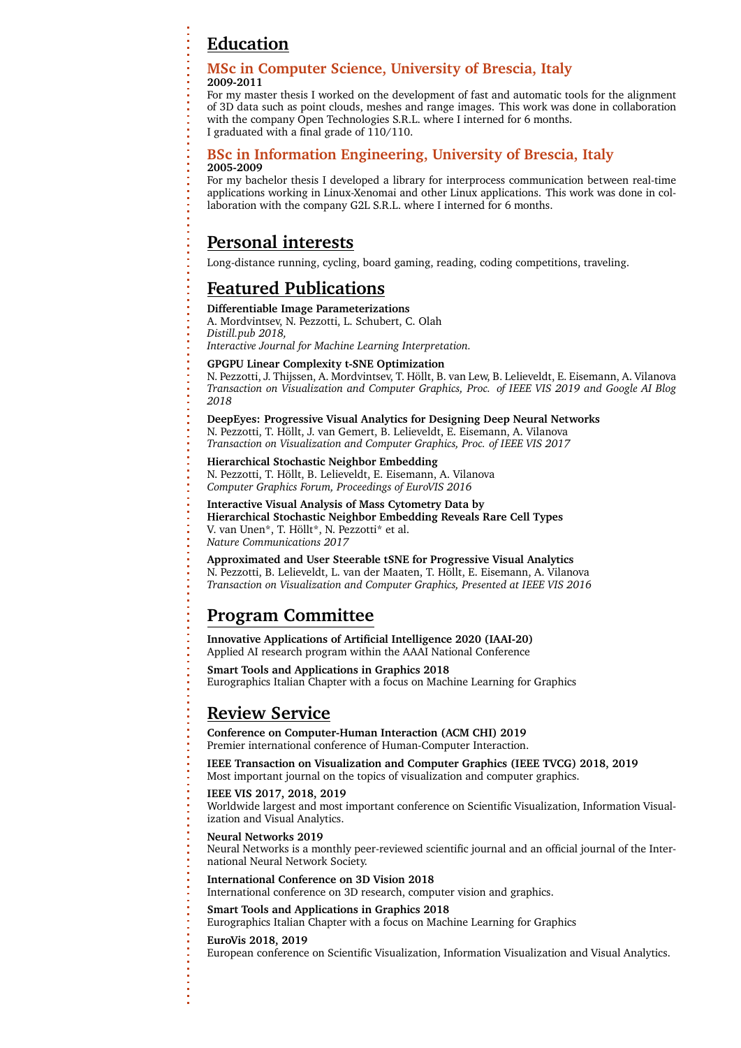## Education

### MSc in Computer Science, University of Brescia, Italy

**2009-2011**

For my master thesis I worked on the development of fast and automatic tools for the alignment of 3D data such as point clouds, meshes and range images. This work was done in collaboration with the company Open Technologies S.R.L. where I interned for 6 months.
I graduated with a final grade of 110/110.

### BSc in Information Engineering, University of Brescia, Italy

**2005-2009**

For my bachelor thesis I developed a library for interprocess communication between real-time applications working in Linux-Xenomai and other Linux applications. This work was done in collaboration with the company G2L S.R.L. where I interned for 6 months.

## Personal interests

Long-distance running, cycling, board gaming, reading, coding competitions, traveling.

## Featured Publications

**Differentiable Image Parameterizations**
A. Mordvintsev, N. Pezzotti, L. Schubert, C. Olah
*Distill.pub 2018,*
*Interactive Journal for Machine Learning Interpretation.*

**GPGPU Linear Complexity t-SNE Optimization**
N. Pezzotti, J. Thijssen, A. Mordvintsev, T. Höllt, B. van Lew, B. Lelieveldt, E. Eisemann, A. Vilanova
*Transaction on Visualization and Computer Graphics, Proc. of IEEE VIS 2019 and Google AI Blog 2018*

**DeepEyes: Progressive Visual Analytics for Designing Deep Neural Networks**
N. Pezzotti, T. Höllt, J. van Gemert, B. Lelieveldt, E. Eisemann, A. Vilanova
*Transaction on Visualization and Computer Graphics, Proc. of IEEE VIS 2017*

**Hierarchical Stochastic Neighbor Embedding**
N. Pezzotti, T. Höllt, B. Lelieveldt, E. Eisemann, A. Vilanova
*Computer Graphics Forum, Proceedings of EuroVIS 2016*

**Interactive Visual Analysis of Mass Cytometry Data by Hierarchical Stochastic Neighbor Embedding Reveals Rare Cell Types**
V. van Unen*, T. Höllt*, N. Pezzotti* et al.
*Nature Communications 2017*

**Approximated and User Steerable tSNE for Progressive Visual Analytics**
N. Pezzotti, B. Lelieveldt, L. van der Maaten, T. Höllt, E. Eisemann, A. Vilanova
*Transaction on Visualization and Computer Graphics, Presented at IEEE VIS 2016*

## Program Committee

**Innovative Applications of Artificial Intelligence 2020 (IAAI-20)**
Applied AI research program within the AAAI National Conference

**Smart Tools and Applications in Graphics 2018**
Eurographics Italian Chapter with a focus on Machine Learning for Graphics

## Review Service

**Conference on Computer-Human Interaction (ACM CHI) 2019**
Premier international conference of Human-Computer Interaction.

**IEEE Transaction on Visualization and Computer Graphics (IEEE TVCG) 2018, 2019**
Most important journal on the topics of visualization and computer graphics.

**IEEE VIS 2017, 2018, 2019**
Worldwide largest and most important conference on Scientific Visualization, Information Visualization and Visual Analytics.

**Neural Networks 2019**
Neural Networks is a monthly peer-reviewed scientific journal and an official journal of the International Neural Network Society.

**International Conference on 3D Vision 2018**
International conference on 3D research, computer vision and graphics.

**Smart Tools and Applications in Graphics 2018**
Eurographics Italian Chapter with a focus on Machine Learning for Graphics

**EuroVis 2018, 2019**
European conference on Scientific Visualization, Information Visualization and Visual Analytics.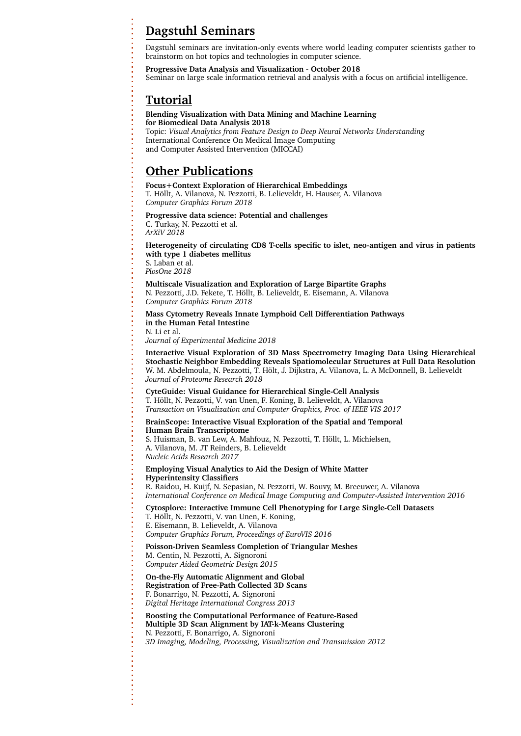## Dagstuhl Seminars

Dagstuhl seminars are invitation-only events where world leading computer scientists gather to brainstorm on hot topics and technologies in computer science.

**Progressive Data Analysis and Visualization - October 2018**
Seminar on large scale information retrieval and analysis with a focus on artificial intelligence.

## Tutorial

**Blending Visualization with Data Mining and Machine Learning for Biomedical Data Analysis 2018**
Topic: *Visual Analytics from Feature Design to Deep Neural Networks Understanding*
International Conference On Medical Image Computing
and Computer Assisted Intervention (MICCAI)

## Other Publications

**Focus+Context Exploration of Hierarchical Embeddings**
T. Höllt, A. Vilanova, N. Pezzotti, B. Lelieveldt, H. Hauser, A. Vilanova
*Computer Graphics Forum 2018*

**Progressive data science: Potential and challenges**
C. Turkay, N. Pezzotti et al.
*ArXiV 2018*

**Heterogeneity of circulating CD8 T-cells specific to islet, neo-antigen and virus in patients with type 1 diabetes mellitus**
S. Laban et al.
*PlosOne 2018*

**Multiscale Visualization and Exploration of Large Bipartite Graphs**
N. Pezzotti, J.D. Fekete, T. Höllt, B. Lelieveldt, E. Eisemann, A. Vilanova
*Computer Graphics Forum 2018*

**Mass Cytometry Reveals Innate Lymphoid Cell Differentiation Pathways in the Human Fetal Intestine**
N. Li et al.
*Journal of Experimental Medicine 2018*

**Interactive Visual Exploration of 3D Mass Spectrometry Imaging Data Using Hierarchical Stochastic Neighbor Embedding Reveals Spatiomolecular Structures at Full Data Resolution**
W. M. Abdelmoula, N. Pezzotti, T. Hölt, J. Dijkstra, A. Vilanova, L. A McDonnell, B. Lelieveldt
*Journal of Proteome Research 2018*

**CyteGuide: Visual Guidance for Hierarchical Single-Cell Analysis**
T. Höllt, N. Pezzotti, V. van Unen, F. Koning, B. Lelieveldt, A. Vilanova
*Transaction on Visualization and Computer Graphics, Proc. of IEEE VIS 2017*

**BrainScope: Interactive Visual Exploration of the Spatial and Temporal Human Brain Transcriptome**
S. Huisman, B. van Lew, A. Mahfouz, N. Pezzotti, T. Höllt, L. Michielsen,
A. Vilanova, M. JT Reinders, B. Lelieveldt
*Nucleic Acids Research 2017*

**Employing Visual Analytics to Aid the Design of White Matter Hyperintensity Classifiers**
R. Raidou, H. Kuijf, N. Sepasian, N. Pezzotti, W. Bouvy, M. Breeuwer, A. Vilanova
*International Conference on Medical Image Computing and Computer-Assisted Intervention 2016*

**Cytosplore: Interactive Immune Cell Phenotyping for Large Single-Cell Datasets**
T. Höllt, N. Pezzotti, V. van Unen, F. Koning,
E. Eisemann, B. Lelieveldt, A. Vilanova
*Computer Graphics Forum, Proceedings of EuroVIS 2016*

**Poisson-Driven Seamless Completion of Triangular Meshes**
M. Centin, N. Pezzotti, A. Signoroni
*Computer Aided Geometric Design 2015*

**On-the-Fly Automatic Alignment and Global Registration of Free-Path Collected 3D Scans**
F. Bonarrigo, N. Pezzotti, A. Signoroni
*Digital Heritage International Congress 2013*

**Boosting the Computational Performance of Feature-Based Multiple 3D Scan Alignment by IAT-k-Means Clustering**
N. Pezzotti, F. Bonarrigo, A. Signoroni
*3D Imaging, Modeling, Processing, Visualization and Transmission 2012*